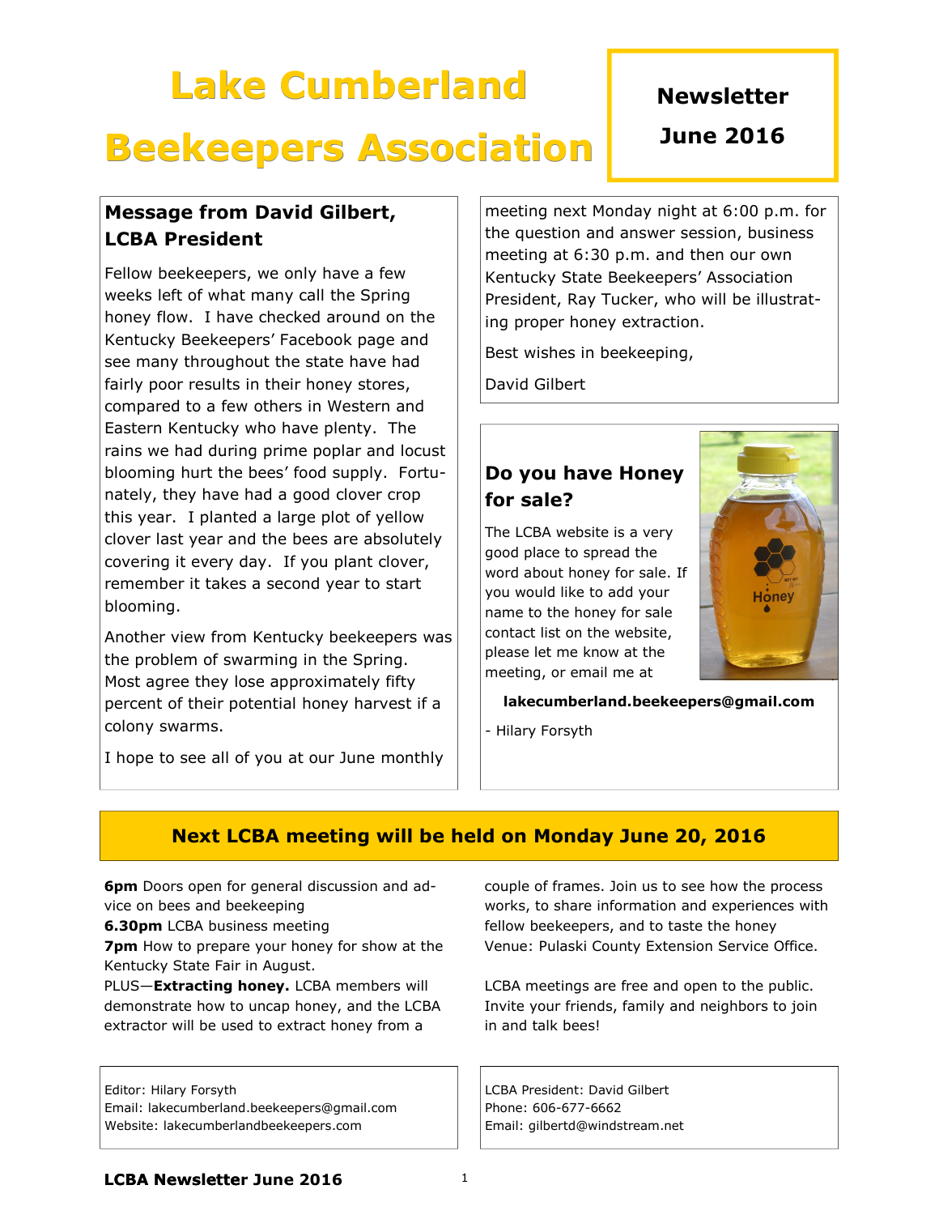# Lake Cumberland Beekeepers Association

**Newsletter**

**June 2016**

## Message from David Gilbert, LCBA President

Fellow beekeepers, we only have a few weeks left of what many call the Spring honey flow. I have checked around on the Kentucky Beekeepers' Facebook page and see many throughout the state have had fairly poor results in their honey stores, compared to a few others in Western and Eastern Kentucky who have plenty. The rains we had during prime poplar and locust blooming hurt the bees' food supply. Fortunately, they have had a good clover crop this year. I planted a large plot of yellow clover last year and the bees are absolutely covering it every day. If you plant clover, remember it takes a second year to start blooming.

Another view from Kentucky beekeepers was the problem of swarming in the Spring. Most agree they lose approximately fifty percent of their potential honey harvest if a colony swarms.

I hope to see all of you at our June monthly meeting next Monday night at 6:00 p.m. for the question and answer session, business meeting at 6:30 p.m. and then our own Kentucky State Beekeepers' Association President, Ray Tucker, who will be illustrating proper honey extraction.

Best wishes in beekeeping,

David Gilbert

## Do you have Honey for sale?

The LCBA website is a very good place to spread the word about honey for sale. If you would like to add your name to the honey for sale contact list on the website, please let me know at the meeting, or email me at

**lakecumberland.beekeepers@gmail.com**

- Hilary Forsyth

## Next LCBA meeting will be held on Monday June 20, 2016

**6pm** Doors open for general discussion and advice on bees and beekeeping
**6.30pm** LCBA business meeting
**7pm** How to prepare your honey for show at the Kentucky State Fair in August.
PLUS—**Extracting honey.** LCBA members will demonstrate how to uncap honey, and the LCBA extractor will be used to extract honey from a couple of frames. Join us to see how the process works, to share information and experiences with fellow beekeepers, and to taste the honey
Venue: Pulaski County Extension Service Office.

LCBA meetings are free and open to the public. Invite your friends, family and neighbors to join in and talk bees!

Editor: Hilary Forsyth
Email: lakecumberland.beekeepers@gmail.com
Website: lakecumberlandbeekeepers.com

LCBA President: David Gilbert
Phone: 606-677-6662
Email: gilbertd@windstream.net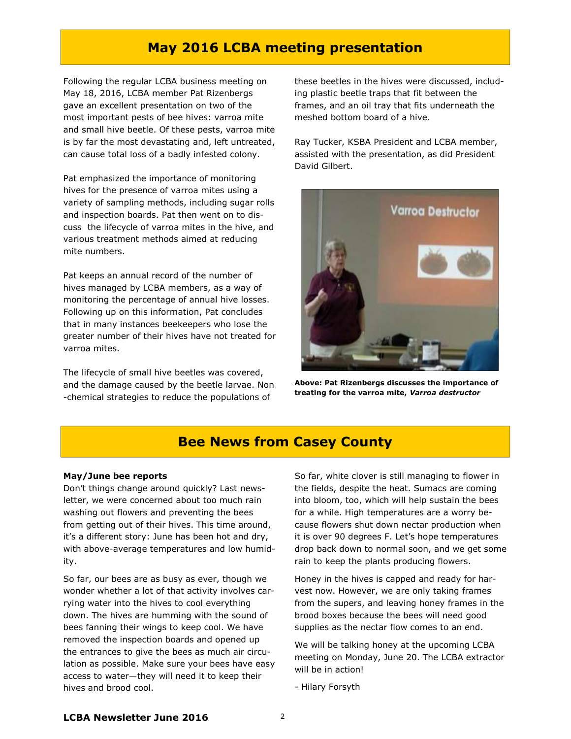## May 2016 LCBA meeting presentation

Following the regular LCBA business meeting on May 18, 2016, LCBA member Pat Rizenbergs gave an excellent presentation on two of the most important pests of bee hives: varroa mite and small hive beetle. Of these pests, varroa mite is by far the most devastating and, left untreated, can cause total loss of a badly infested colony.

Pat emphasized the importance of monitoring hives for the presence of varroa mites using a variety of sampling methods, including sugar rolls and inspection boards. Pat then went on to discuss the lifecycle of varroa mites in the hive, and various treatment methods aimed at reducing mite numbers.

Pat keeps an annual record of the number of hives managed by LCBA members, as a way of monitoring the percentage of annual hive losses. Following up on this information, Pat concludes that in many instances beekeepers who lose the greater number of their hives have not treated for varroa mites.

The lifecycle of small hive beetles was covered, and the damage caused by the beetle larvae. Non-chemical strategies to reduce the populations of these beetles in the hives were discussed, including plastic beetle traps that fit between the frames, and an oil tray that fits underneath the meshed bottom board of a hive.

Ray Tucker, KSBA President and LCBA member, assisted with the presentation, as did President David Gilbert.

**Above: Pat Rizenbergs discusses the importance of treating for the varroa mite, *Varroa destructor***

## Bee News from Casey County

**May/June bee reports**

Don't things change around quickly? Last newsletter, we were concerned about too much rain washing out flowers and preventing the bees from getting out of their hives. This time around, it's a different story: June has been hot and dry, with above-average temperatures and low humidity.

So far, our bees are as busy as ever, though we wonder whether a lot of that activity involves carrying water into the hives to cool everything down. The hives are humming with the sound of bees fanning their wings to keep cool. We have removed the inspection boards and opened up the entrances to give the bees as much air circulation as possible. Make sure your bees have easy access to water—they will need it to keep their hives and brood cool.

So far, white clover is still managing to flower in the fields, despite the heat. Sumacs are coming into bloom, too, which will help sustain the bees for a while. High temperatures are a worry because flowers shut down nectar production when it is over 90 degrees F. Let's hope temperatures drop back down to normal soon, and we get some rain to keep the plants producing flowers.

Honey in the hives is capped and ready for harvest now. However, we are only taking frames from the supers, and leaving honey frames in the brood boxes because the bees will need good supplies as the nectar flow comes to an end.

We will be talking honey at the upcoming LCBA meeting on Monday, June 20. The LCBA extractor will be in action!

- Hilary Forsyth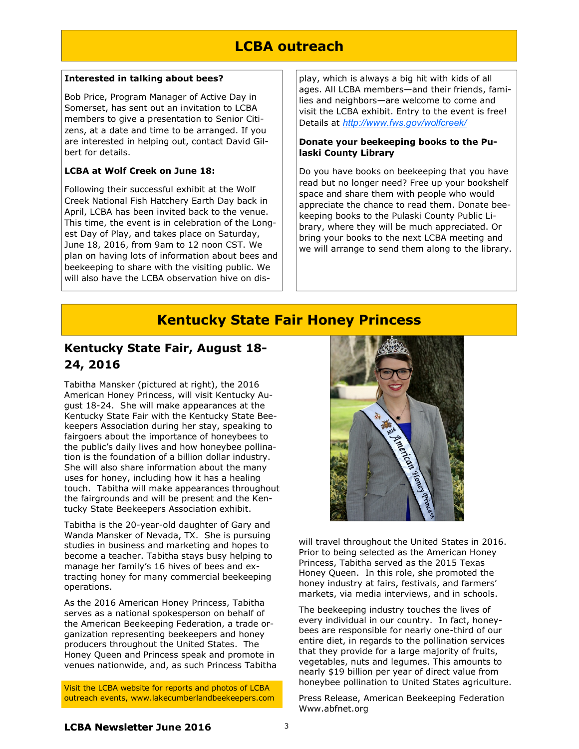# LCBA outreach

**Interested in talking about bees?**

Bob Price, Program Manager of Active Day in Somerset, has sent out an invitation to LCBA members to give a presentation to Senior Citizens, at a date and time to be arranged. If you are interested in helping out, contact David Gilbert for details.

**LCBA at Wolf Creek on June 18:**

Following their successful exhibit at the Wolf Creek National Fish Hatchery Earth Day back in April, LCBA has been invited back to the venue. This time, the event is in celebration of the Longest Day of Play, and takes place on Saturday, June 18, 2016, from 9am to 12 noon CST. We plan on having lots of information about bees and beekeeping to share with the visiting public. We will also have the LCBA observation hive on display, which is always a big hit with kids of all ages. All LCBA members—and their friends, families and neighbors—are welcome to come and visit the LCBA exhibit. Entry to the event is free! Details at *http://www.fws.gov/wolfcreek/*

**Donate your beekeeping books to the Pulaski County Library**

Do you have books on beekeeping that you have read but no longer need? Free up your bookshelf space and share them with people who would appreciate the chance to read them. Donate beekeeping books to the Pulaski County Public Library, where they will be much appreciated. Or bring your books to the next LCBA meeting and we will arrange to send them along to the library.

# Kentucky State Fair Honey Princess

## Kentucky State Fair, August 18-24, 2016

Tabitha Mansker (pictured at right), the 2016 American Honey Princess, will visit Kentucky August 18-24. She will make appearances at the Kentucky State Fair with the Kentucky State Beekeepers Association during her stay, speaking to fairgoers about the importance of honeybees to the public's daily lives and how honeybee pollination is the foundation of a billion dollar industry. She will also share information about the many uses for honey, including how it has a healing touch. Tabitha will make appearances throughout the fairgrounds and will be present and the Kentucky State Beekeepers Association exhibit.

Tabitha is the 20-year-old daughter of Gary and Wanda Mansker of Nevada, TX. She is pursuing studies in business and marketing and hopes to become a teacher. Tabitha stays busy helping to manage her family's 16 hives of bees and extracting honey for many commercial beekeeping operations.

As the 2016 American Honey Princess, Tabitha serves as a national spokesperson on behalf of the American Beekeeping Federation, a trade organization representing beekeepers and honey producers throughout the United States. The Honey Queen and Princess speak and promote in venues nationwide, and, as such Princess Tabitha will travel throughout the United States in 2016. Prior to being selected as the American Honey Princess, Tabitha served as the 2015 Texas Honey Queen. In this role, she promoted the honey industry at fairs, festivals, and farmers' markets, via media interviews, and in schools.

The beekeeping industry touches the lives of every individual in our country. In fact, honeybees are responsible for nearly one-third of our entire diet, in regards to the pollination services that they provide for a large majority of fruits, vegetables, nuts and legumes. This amounts to nearly $19 billion per year of direct value from honeybee pollination to United States agriculture.

Press Release, American Beekeeping Federation
Www.abfnet.org

Visit the LCBA website for reports and photos of LCBA outreach events, www.lakecumberlandbeekeepers.com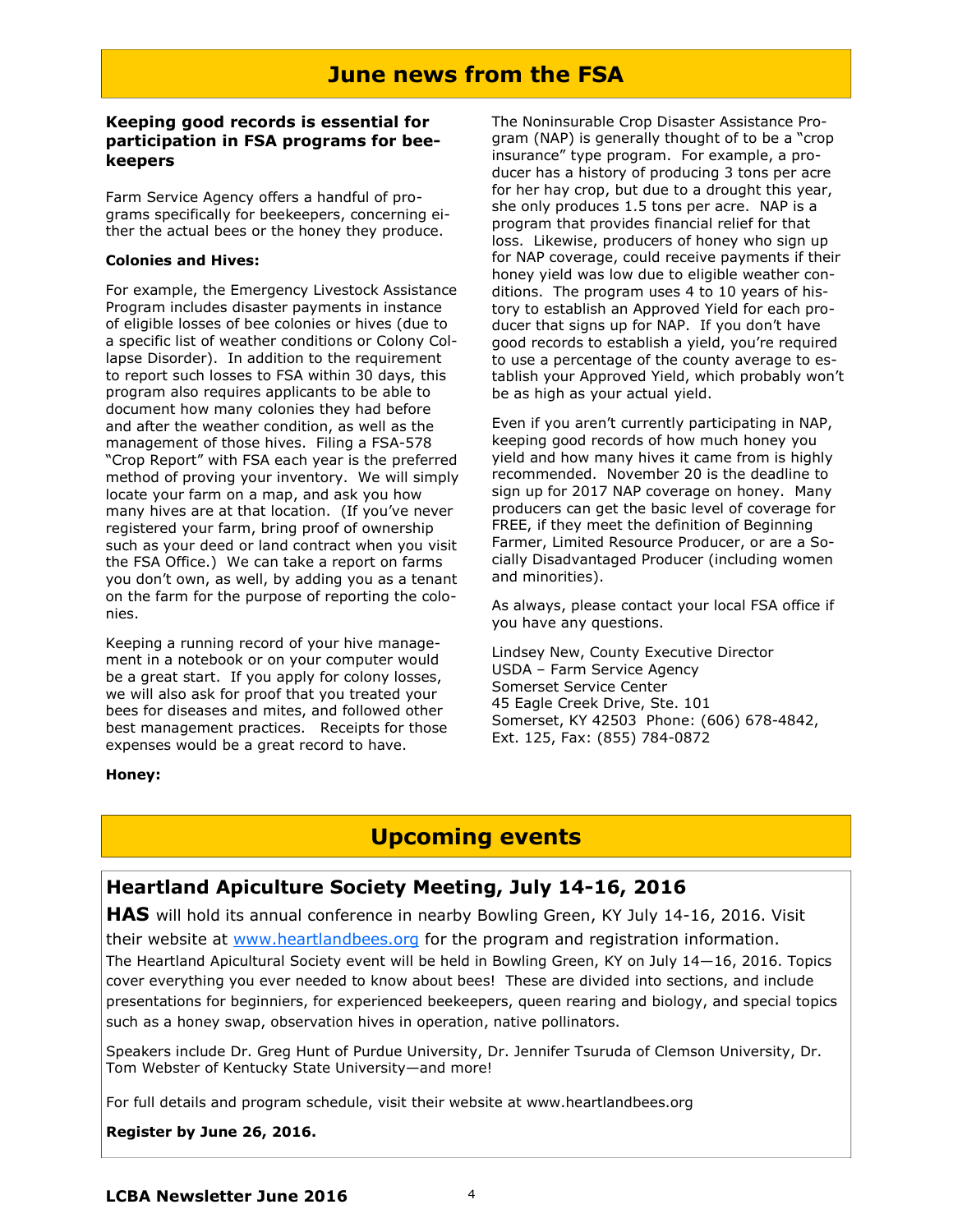# June news from the FSA

### Keeping good records is essential for participation in FSA programs for beekeepers

Farm Service Agency offers a handful of programs specifically for beekeepers, concerning either the actual bees or the honey they produce.

**Colonies and Hives:**

For example, the Emergency Livestock Assistance Program includes disaster payments in instance of eligible losses of bee colonies or hives (due to a specific list of weather conditions or Colony Collapse Disorder). In addition to the requirement to report such losses to FSA within 30 days, this program also requires applicants to be able to document how many colonies they had before and after the weather condition, as well as the management of those hives. Filing a FSA-578 "Crop Report" with FSA each year is the preferred method of proving your inventory. We will simply locate your farm on a map, and ask you how many hives are at that location. (If you've never registered your farm, bring proof of ownership such as your deed or land contract when you visit the FSA Office.) We can take a report on farms you don't own, as well, by adding you as a tenant on the farm for the purpose of reporting the colonies.

Keeping a running record of your hive management in a notebook or on your computer would be a great start. If you apply for colony losses, we will also ask for proof that you treated your bees for diseases and mites, and followed other best management practices. Receipts for those expenses would be a great record to have.

**Honey:**

The Noninsurable Crop Disaster Assistance Program (NAP) is generally thought of to be a "crop insurance" type program. For example, a producer has a history of producing 3 tons per acre for her hay crop, but due to a drought this year, she only produces 1.5 tons per acre. NAP is a program that provides financial relief for that loss. Likewise, producers of honey who sign up for NAP coverage, could receive payments if their honey yield was low due to eligible weather conditions. The program uses 4 to 10 years of history to establish an Approved Yield for each producer that signs up for NAP. If you don't have good records to establish a yield, you're required to use a percentage of the county average to establish your Approved Yield, which probably won't be as high as your actual yield.

Even if you aren't currently participating in NAP, keeping good records of how much honey you yield and how many hives it came from is highly recommended. November 20 is the deadline to sign up for 2017 NAP coverage on honey. Many producers can get the basic level of coverage for FREE, if they meet the definition of Beginning Farmer, Limited Resource Producer, or are a Socially Disadvantaged Producer (including women and minorities).

As always, please contact your local FSA office if you have any questions.

Lindsey New, County Executive Director
USDA – Farm Service Agency
Somerset Service Center
45 Eagle Creek Drive, Ste. 101
Somerset, KY 42503 Phone: (606) 678-4842, Ext. 125, Fax: (855) 784-0872

# Upcoming events

## Heartland Apiculture Society Meeting, July 14-16, 2016

**HAS** will hold its annual conference in nearby Bowling Green, KY July 14-16, 2016. Visit their website at [www.heartlandbees.org](www.heartlandbees.org) for the program and registration information.

The Heartland Apicultural Society event will be held in Bowling Green, KY on July 14—16, 2016. Topics cover everything you ever needed to know about bees! These are divided into sections, and include presentations for beginniers, for experienced beekeepers, queen rearing and biology, and special topics such as a honey swap, observation hives in operation, native pollinators.

Speakers include Dr. Greg Hunt of Purdue University, Dr. Jennifer Tsuruda of Clemson University, Dr. Tom Webster of Kentucky State University—and more!

For full details and program schedule, visit their website at www.heartlandbees.org

**Register by June 26, 2016.**